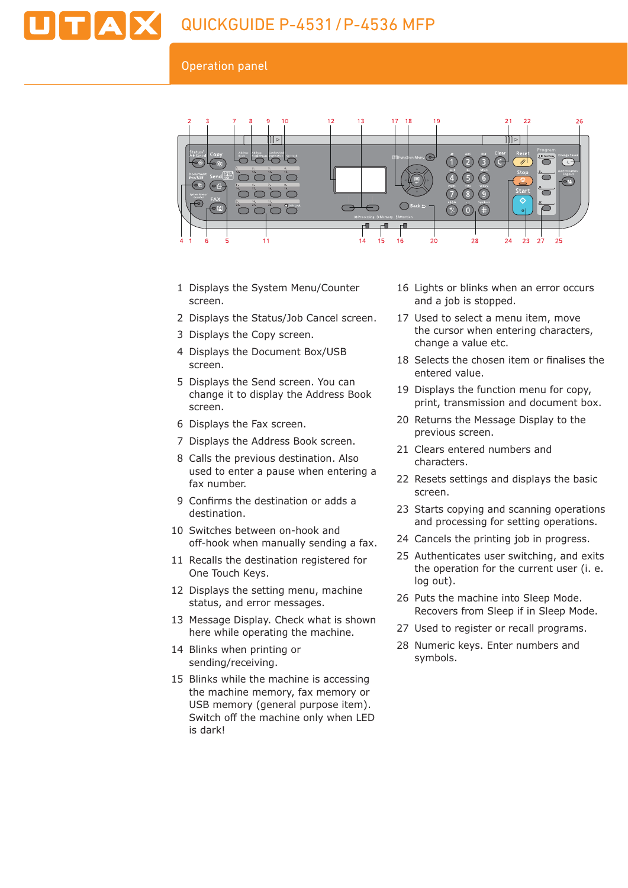# QUICKGUIDE P-4531 / P-4536 MFP

## Operation panel

1. Displays the System Menu/Counter screen.
2. Displays the Status/Job Cancel screen.
3. Displays the Copy screen.
4. Displays the Document Box/USB screen.
5. Displays the Send screen. You can change it to display the Address Book screen.
6. Displays the Fax screen.
7. Displays the Address Book screen.
8. Calls the previous destination. Also used to enter a pause when entering a fax number.
9. Confirms the destination or adds a destination.
10. Switches between on-hook and off-hook when manually sending a fax.
11. Recalls the destination registered for One Touch Keys.
12. Displays the setting menu, machine status, and error messages.
13. Message Display. Check what is shown here while operating the machine.
14. Blinks when printing or sending/receiving.
15. Blinks while the machine is accessing the machine memory, fax memory or USB memory (general purpose item). Switch off the machine only when LED is dark!
16. Lights or blinks when an error occurs and a job is stopped.
17. Used to select a menu item, move the cursor when entering characters, change a value etc.
18. Selects the chosen item or finalises the entered value.
19. Displays the function menu for copy, print, transmission and document box.
20. Returns the Message Display to the previous screen.
21. Clears entered numbers and characters.
22. Resets settings and displays the basic screen.
23. Starts copying and scanning operations and processing for setting operations.
24. Cancels the printing job in progress.
25. Authenticates user switching, and exits the operation for the current user (i. e. log out).
26. Puts the machine into Sleep Mode. Recovers from Sleep if in Sleep Mode.
27. Used to register or recall programs.
28. Numeric keys. Enter numbers and symbols.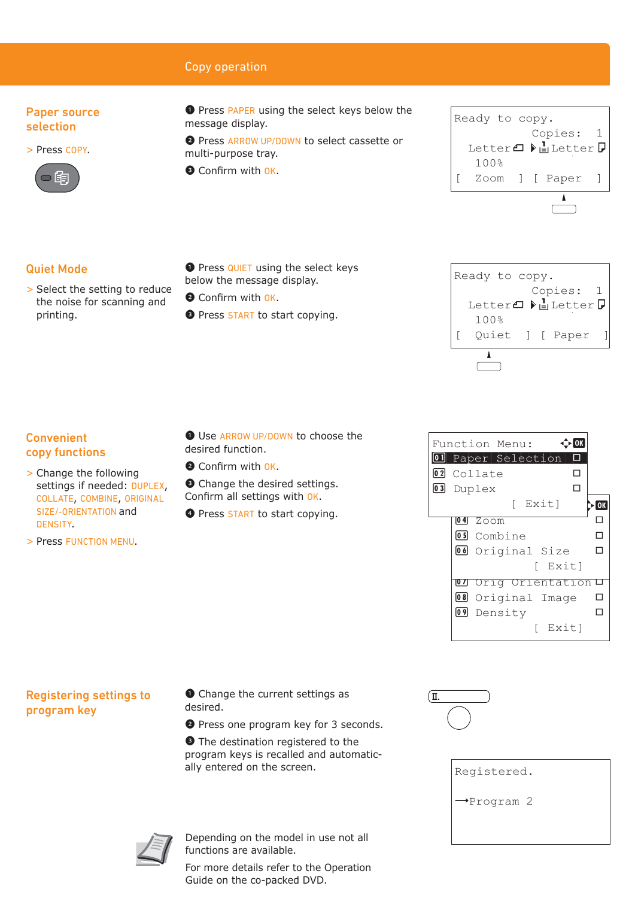## Copy operation

### Paper source selection

> Press COPY.

1. Press PAPER using the select keys below the message display.
2. Press ARROW UP/DOWN to select cassette or multi-purpose tray.
3. Confirm with OK.

```
Ready to copy.
          Copies:  1
  Letter    Letter
  100%
[  Zoom  ] [ Paper  ]
```

### Quiet Mode

> Select the setting to reduce the noise for scanning and printing.

1. Press QUIET using the select keys below the message display.
2. Confirm with OK.
3. Press START to start copying.

```
Ready to copy.
          Copies:  1
  Letter    Letter
  100%
[  Quiet  ] [ Paper  ]
```

### Convenient copy functions

> Change the following settings if needed: DUPLEX, COLLATE, COMBINE, ORIGINAL SIZE/-ORIENTATION and DENSITY.

> Press FUNCTION MENU.

1. Use ARROW UP/DOWN to choose the desired function.
2. Confirm with OK.
3. Change the desired settings. Confirm all settings with OK.
4. Press START to start copying.

```
Function Menu:
01 Paper Selection
02 Collate
03 Duplex
            [ Exit]
04 Zoom
05 Combine
06 Original Size
            [ Exit]
07 Orig Orientation
08 Original Image
09 Density
            [ Exit]
```

### Registering settings to program key

1. Change the current settings as desired.
2. Press one program key for 3 seconds.
3. The destination registered to the program keys is recalled and automatically entered on the screen.

```
Registered.

→Program 2
```

Depending on the model in use not all functions are available.

For more details refer to the Operation Guide on the co-packed DVD.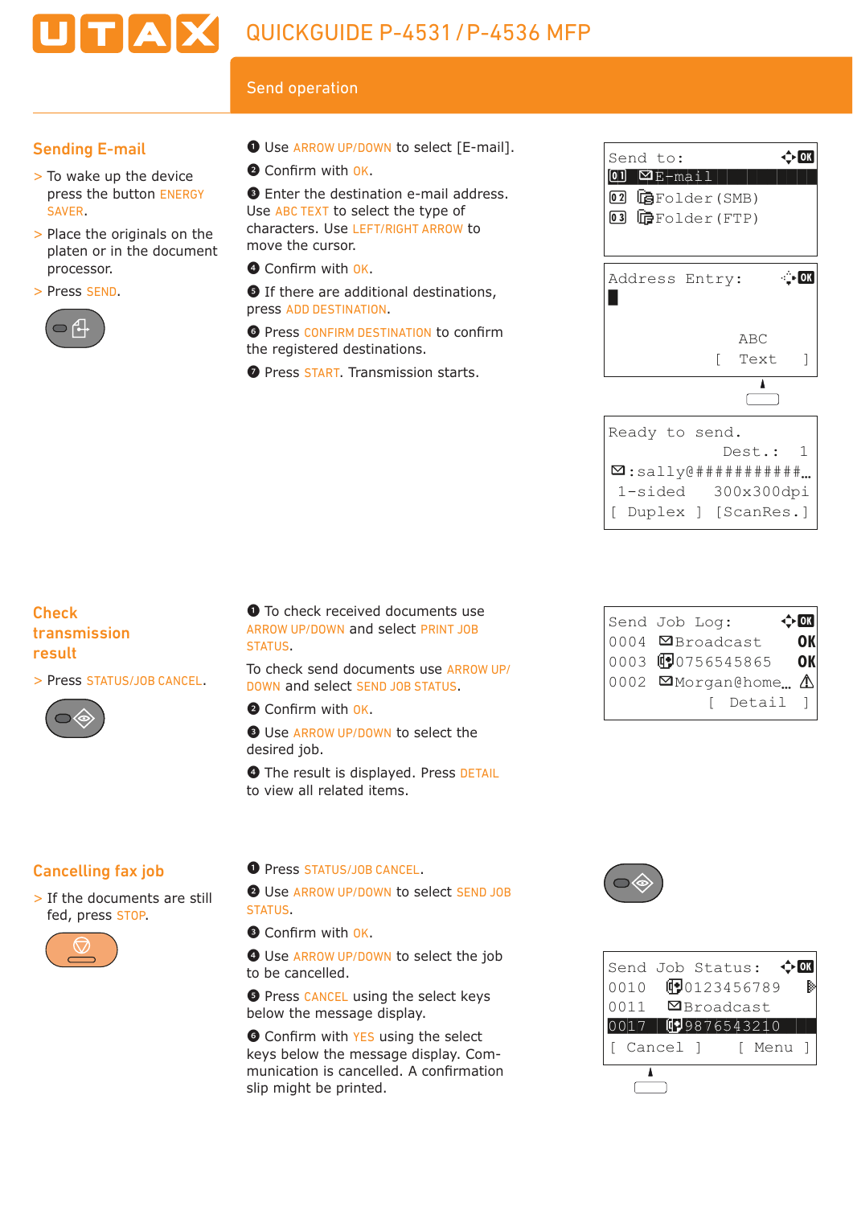# QUICKGUIDE P-4531 / P-4536 MFP

## Send operation

### Sending E-mail

> To wake up the device press the button ENERGY SAVER.

> Place the originals on the platen or in the document processor.

> Press SEND.

1. Use ARROW UP/DOWN to select [E-mail].
2. Confirm with OK.
3. Enter the destination e-mail address. Use ABC TEXT to select the type of characters. Use LEFT/RIGHT ARROW to move the cursor.
4. Confirm with OK.
5. If there are additional destinations, press ADD DESTINATION.
6. Press CONFIRM DESTINATION to confirm the registered destinations.
7. Press START. Transmission starts.

```
Send to:
01 E-mail
02 Folder(SMB)
03 Folder(FTP)
```

```
Address Entry:

              ABC
           [  Text  ]
```

```
Ready to send.
          Dest.:   1
:sally@###########…
 1-sided    300x300dpi
[ Duplex ] [ScanRes.]
```

### Check transmission result

> Press STATUS/JOB CANCEL.

1. To check received documents use ARROW UP/DOWN and select PRINT JOB STATUS.

   To check send documents use ARROW UP/DOWN and select SEND JOB STATUS.
2. Confirm with OK.
3. Use ARROW UP/DOWN to select the desired job.
4. The result is displayed. Press DETAIL to view all related items.

```
Send Job Log:
0004  Broadcast      OK
0003  0756545865     OK
0002  Morgan@home…   ⚠
           [  Detail  ]
```

### Cancelling fax job

> If the documents are still fed, press STOP.

1. Press STATUS/JOB CANCEL.
2. Use ARROW UP/DOWN to select SEND JOB STATUS.
3. Confirm with OK.
4. Use ARROW UP/DOWN to select the job to be cancelled.
5. Press CANCEL using the select keys below the message display.
6. Confirm with YES using the select keys below the message display. Communication is cancelled. A confirmation slip might be printed.

```
Send Job Status:
0010   0123456789
0011   Broadcast
0017   9876543210
[ Cancel ]   [ Menu ]
```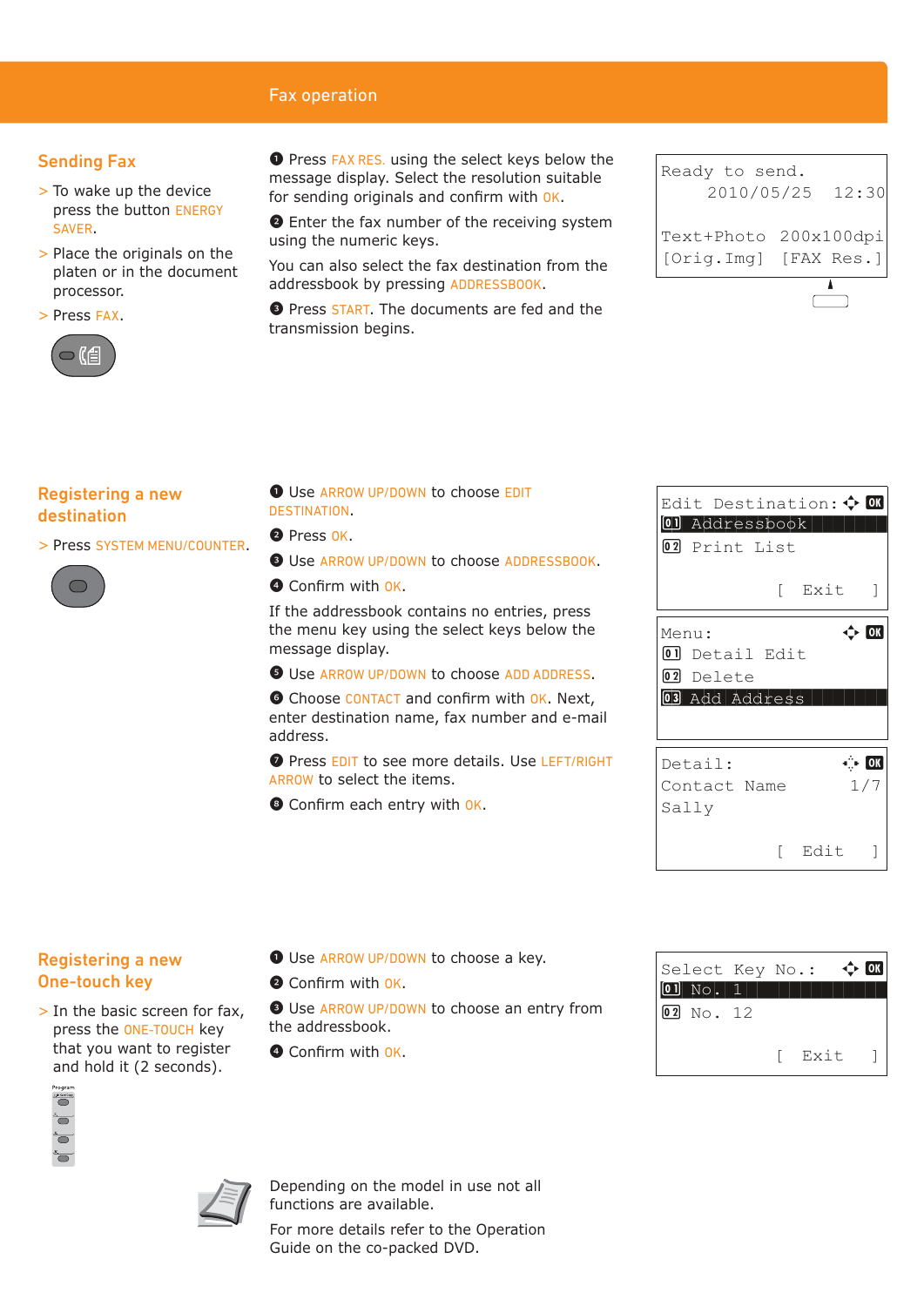# Fax operation

## Sending Fax

- To wake up the device press the button ENERGY SAVER.
- Place the originals on the platen or in the document processor.
- Press FAX.

1. Press FAX RES. using the select keys below the message display. Select the resolution suitable for sending originals and confirm with OK.
2. Enter the fax number of the receiving system using the numeric keys.

You can also select the fax destination from the addressbook by pressing ADDRESSBOOK.

3. Press START. The documents are fed and the transmission begins.

```
Ready to send.
    2010/05/25   12:30

Text+Photo  200x100dpi
[Orig.Img]  [FAX Res.]
```

## Registering a new destination

- Press SYSTEM MENU/COUNTER.

1. Use ARROW UP/DOWN to choose EDIT DESTINATION.
2. Press OK.
3. Use ARROW UP/DOWN to choose ADDRESSBOOK.
4. Confirm with OK.

If the addressbook contains no entries, press the menu key using the select keys below the message display.

5. Use ARROW UP/DOWN to choose ADD ADDRESS.
6. Choose CONTACT and confirm with OK. Next, enter destination name, fax number and e-mail address.
7. Press EDIT to see more details. Use LEFT/RIGHT ARROW to select the items.
8. Confirm each entry with OK.

```
Edit Destination:   OK
01 Addressbook
02 Print List

            [  Exit  ]
```

```
Menu:               OK
01 Detail Edit
02 Delete
03 Add Address
```

```
Detail:             OK
Contact Name     1/7
Sally

            [  Edit  ]
```

## Registering a new One-touch key

- In the basic screen for fax, press the ONE-TOUCH key that you want to register and hold it (2 seconds).

1. Use ARROW UP/DOWN to choose a key.
2. Confirm with OK.
3. Use ARROW UP/DOWN to choose an entry from the addressbook.
4. Confirm with OK.

```
Select Key No.:     OK
01 No. 1
02 No. 12

            [  Exit  ]
```

Depending on the model in use not all functions are available.

For more details refer to the Operation Guide on the co-packed DVD.